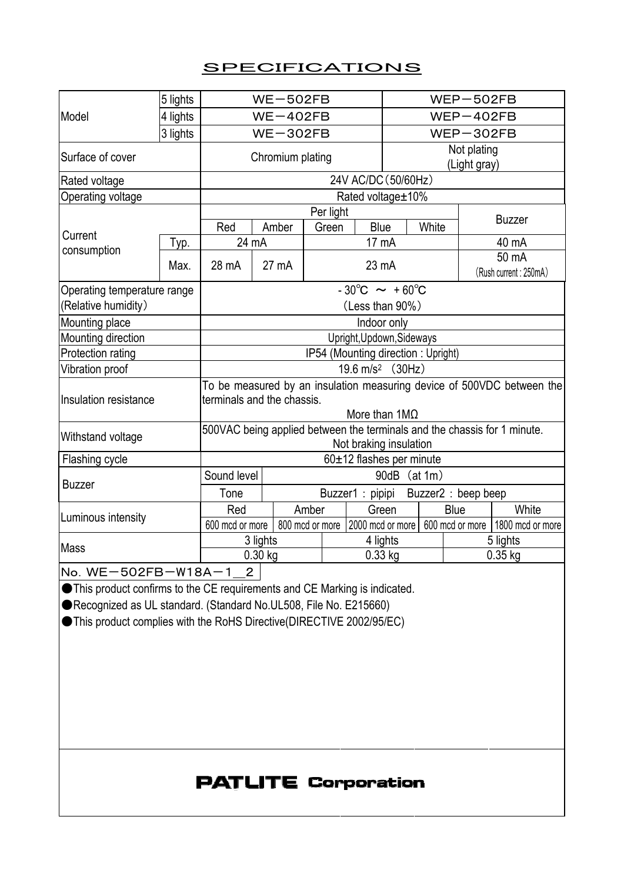# SPECIFICATIONS

| Model | | | | | | | | | |
|---|---|---|---|---|---|---|---|---|---|
| Model | 5 lights | WE－502FB | | | | WEP－502FB | | | |
| | 4 lights | WE－402FB | | | | WEP－402FB | | | |
| | 3 lights | WE－302FB | | | | WEP－302FB | | | |
| Surface of cover | | Chromium plating | | | | Not plating (Light gray) | | | |
| Rated voltage | | 24V AC/DC（50/60Hz） | | | | | | | |
| Operating voltage | | Rated voltage±10% | | | | | | | |
| Current consumption | | Per light | | | | | Buzzer | | |
| | | Red | Amber | Green | Blue | White | | | |
| | Typ. | 24 mA | | 17 mA | | | 40 mA | | |
| | Max. | 28 mA | 27 mA | 23 mA | | | 50 mA（Rush current : 250mA） | | |
| Operating temperature range (Relative humidity) | | -30℃ ～ +60℃ （Less than 90%） | | | | | | | |
| Mounting place | | Indoor only | | | | | | | |
| Mounting direction | | Upright,Updown,Sideways | | | | | | | |
| Protection rating | | IP54 (Mounting direction : Upright) | | | | | | | |
| Vibration proof | | 19.6 m/s$^2$ （30Hz） | | | | | | | |
| Insulation resistance | | To be measured by an insulation measuring device of 500VDC between the terminals and the chassis. More than 1MΩ | | | | | | | |
| Withstand voltage | | 500VAC being applied between the terminals and the chassis for 1 minute. Not braking insulation | | | | | | | |
| Flashing cycle | | 60±12 flashes per minute | | | | | | | |
| Buzzer | | Sound level | 90dB （at 1m） | | | | | | |
| | | Tone | Buzzer1 : pipipi Buzzer2 : beep beep | | | | | | |
| Luminous intensity | | Red | Amber | Green | Blue | White | | | |
| | | 600 mcd or more | 800 mcd or more | 2000 mcd or more | 600 mcd or more | 1800 mcd or more | | | |
| Mass | | 3 lights | | 4 lights | | 5 lights | | | |
| | | 0.30 kg | | 0.33 kg | | 0.35 kg | | | |

No. WE－502FB－W18A－1＿2

●This product confirms to the CE requirements and CE Marking is indicated.

●Recognized as UL standard. (Standard No.UL508, File No. E215660)

●This product complies with the RoHS Directive(DIRECTIVE 2002/95/EC)

**PATLITE Corporation**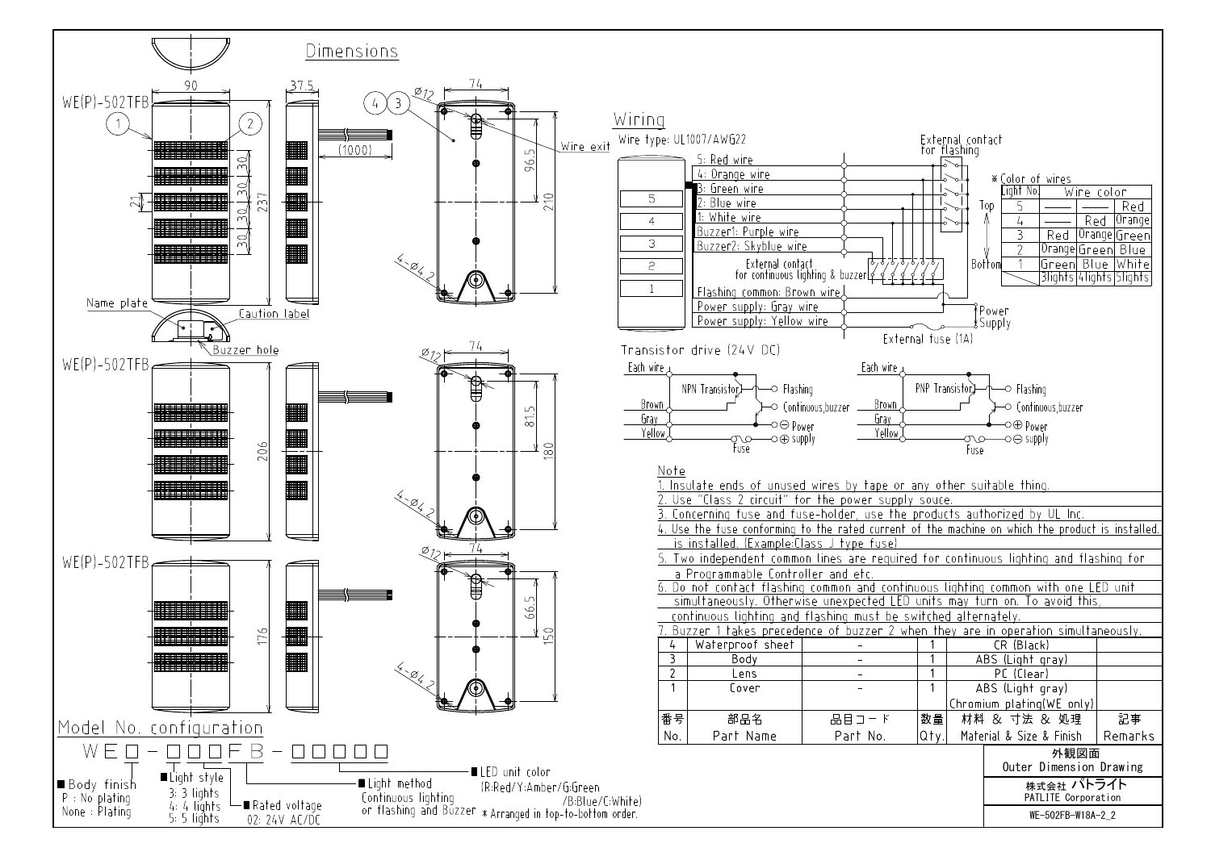## Dimensions

WE(P)-502TFB

90

37.5

(1000)

Name plate

Caution label

Buzzer hole

Wire exit

Ø12

74

96.5

210

237

4-Ø4.2

WE(P)-502TFB

206

81.5

180

WE(P)-502TFB

176

66.5

150

## Wiring

Wire type: UL1007/AWG22

- 5: Red wire
- 4: Orange wire
- 3: Green wire
- 2: Blue wire
- 1: White wire
- Buzzer1: Purple wire
- Buzzer2: Skyblue wire
- Flashing common: Brown wire
- Power supply: Gray wire
- Power supply: Yellow wire

External contact for flashing

External contact for continuous lighting & buzzer

Power Supply

External fuse (1A)

※Color of wires

| Light No. | Wire color | | |
|---|---|---|---|
| 5 | — | — | Red |
| 4 | — | Red | Orange |
| 3 | Red | Orange | Green |
| 2 | Orange | Green | Blue |
| 1 | Green | Blue | White |
| | 3lights | 4lights | 5lights |

Top / Bottom

### Transistor drive (24V DC)

Each wire, NPN Transistor, Flashing, Continuous,buzzer, Brown, Gray, Yellow, ⊖ Power, ⊕ supply, Fuse

Each wire, PNP Transistor, Flashing, Continuous,buzzer, Brown, Gray, Yellow, ⊕ Power, ⊖ supply, Fuse

## Note

1. Insulate ends of unused wires by tape or any other suitable thing.
2. Use "Class 2 circuit" for the power supply souce.
3. Concerning fuse and fuse-holder, use the products authorized by UL Inc.
4. Use the fuse conforming to the rated current of the machine on which the product is installed. is installed. (Example:Class J type fuse)
5. Two independent common lines are required for continuous lighting and flashing for a Programmable Controller and etc.
6. Do not contact flashing common and continuous lighting common with one LED unit simultaneously. Otherwise unexpected LED units may turn on. To avoid this, continuous lighting and flashing must be switched alternately.
7. Buzzer 1 takes precedence of buzzer 2 when they are in operation simultaneously.

| 番号 No. | 部品名 Part Name | 品目コード Part No. | 数量 Qty. | 材料 & 寸法 & 処理 Material & Size & Finish | 記事 Remarks |
|---|---|---|---|---|---|
| 4 | Waterproof sheet | - | 1 | CR (Black) | |
| 3 | Body | - | 1 | ABS (Light gray) | |
| 2 | Lens | - | 1 | PC (Clear) | |
| 1 | Cover | - | 1 | ABS (Light gray) Chromium plating(WE only) | |

外観図面 Outer Dimension Drawing

株式会社 パトライト PATLITE Corporation

WE-502FB-W18A-2_2

## Model No. configuration

WE□-□□□FB-□□□□□

- ■Body finish: P : No plating / None : Plating
- ■Light style: 3: 3 lights / 4: 4 lights / 5: 5 lights
- ■Rated voltage: 02: 24V AC/DC
- ■Light method: Continuous lighting or flashing and Buzzer
- ■LED unit color: (R:Red/Y:Amber/G:Green/B:Blue/C:White) * Arranged in top-to-bottom order.